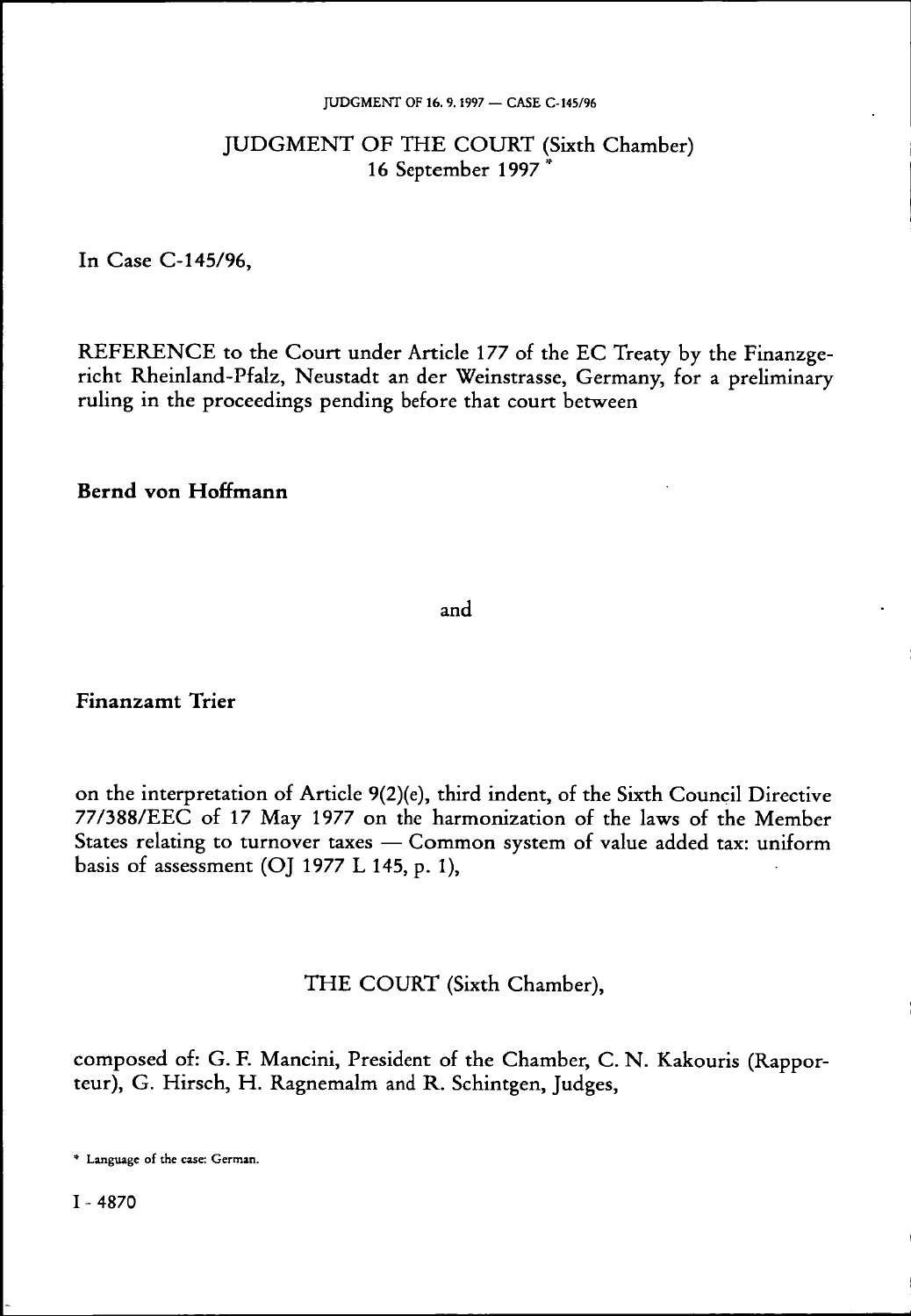# JUDGMENT OF THE COURT (Sixth Chamber)
16 September 1997 *

In Case C-145/96,

REFERENCE to the Court under Article 177 of the EC Treaty by the Finanzgericht Rheinland-Pfalz, Neustadt an der Weinstrasse, Germany, for a preliminary ruling in the proceedings pending before that court between

**Bernd von Hoffmann**

and

**Finanzamt Trier**

on the interpretation of Article 9(2)(e), third indent, of the Sixth Council Directive 77/388/EEC of 17 May 1977 on the harmonization of the laws of the Member States relating to turnover taxes — Common system of value added tax: uniform basis of assessment (OJ 1977 L 145, p. 1),

THE COURT (Sixth Chamber),

composed of: G. F. Mancini, President of the Chamber, C. N. Kakouris (Rapporteur), G. Hirsch, H. Ragnemalm and R. Schintgen, Judges,

\* Language of the case: German.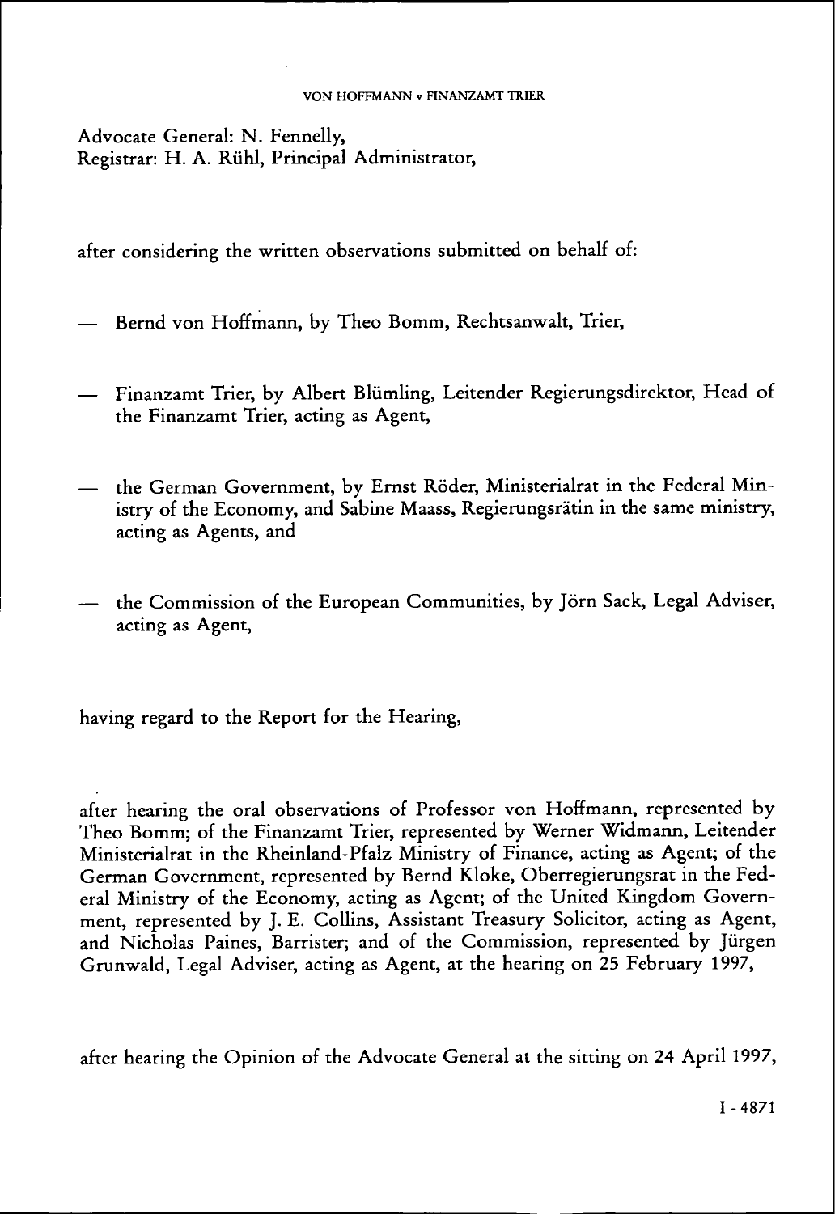Advocate General: N. Fennelly,
Registrar: H. A. Rühl, Principal Administrator,

after considering the written observations submitted on behalf of:

— Bernd von Hoffmann, by Theo Bomm, Rechtsanwalt, Trier,

— Finanzamt Trier, by Albert Blümling, Leitender Regierungsdirektor, Head of the Finanzamt Trier, acting as Agent,

— the German Government, by Ernst Röder, Ministerialrat in the Federal Ministry of the Economy, and Sabine Maass, Regierungsrätin in the same ministry, acting as Agents, and

— the Commission of the European Communities, by Jörn Sack, Legal Adviser, acting as Agent,

having regard to the Report for the Hearing,

after hearing the oral observations of Professor von Hoffmann, represented by Theo Bomm; of the Finanzamt Trier, represented by Werner Widmann, Leitender Ministerialrat in the Rheinland-Pfalz Ministry of Finance, acting as Agent; of the German Government, represented by Bernd Kloke, Oberregierungsrat in the Federal Ministry of the Economy, acting as Agent; of the United Kingdom Government, represented by J. E. Collins, Assistant Treasury Solicitor, acting as Agent, and Nicholas Paines, Barrister; and of the Commission, represented by Jürgen Grunwald, Legal Adviser, acting as Agent, at the hearing on 25 February 1997,

after hearing the Opinion of the Advocate General at the sitting on 24 April 1997,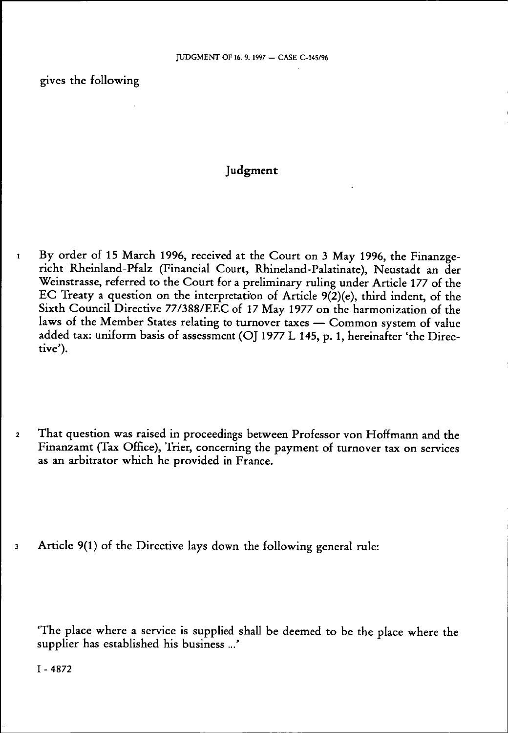gives the following

## Judgment

1. By order of 15 March 1996, received at the Court on 3 May 1996, the Finanzgericht Rheinland-Pfalz (Financial Court, Rhineland-Palatinate), Neustadt an der Weinstrasse, referred to the Court for a preliminary ruling under Article 177 of the EC Treaty a question on the interpretation of Article 9(2)(e), third indent, of the Sixth Council Directive 77/388/EEC of 17 May 1977 on the harmonization of the laws of the Member States relating to turnover taxes — Common system of value added tax: uniform basis of assessment (OJ 1977 L 145, p. 1, hereinafter 'the Directive').

2. That question was raised in proceedings between Professor von Hoffmann and the Finanzamt (Tax Office), Trier, concerning the payment of turnover tax on services as an arbitrator which he provided in France.

3. Article 9(1) of the Directive lays down the following general rule:

'The place where a service is supplied shall be deemed to be the place where the supplier has established his business ...'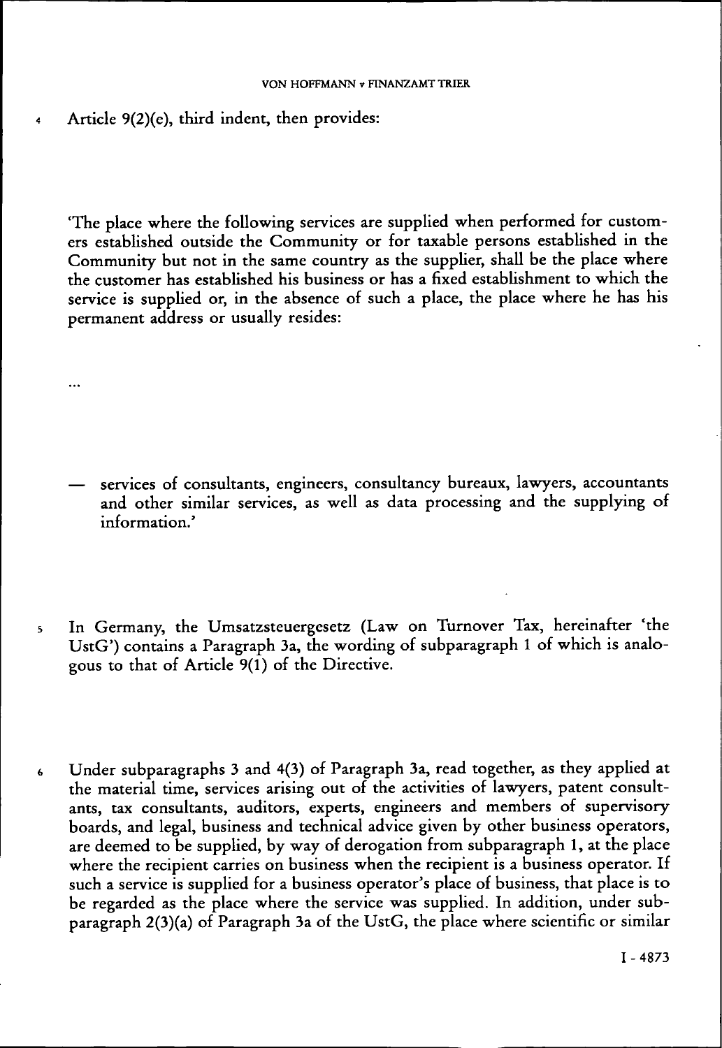4 Article 9(2)(e), third indent, then provides:

'The place where the following services are supplied when performed for customers established outside the Community or for taxable persons established in the Community but not in the same country as the supplier, shall be the place where the customer has established his business or has a fixed establishment to which the service is supplied or, in the absence of such a place, the place where he has his permanent address or usually resides:

...

— services of consultants, engineers, consultancy bureaux, lawyers, accountants and other similar services, as well as data processing and the supplying of information.'

5 In Germany, the Umsatzsteuergesetz (Law on Turnover Tax, hereinafter 'the UstG') contains a Paragraph 3a, the wording of subparagraph 1 of which is analogous to that of Article 9(1) of the Directive.

6 Under subparagraphs 3 and 4(3) of Paragraph 3a, read together, as they applied at the material time, services arising out of the activities of lawyers, patent consultants, tax consultants, auditors, experts, engineers and members of supervisory boards, and legal, business and technical advice given by other business operators, are deemed to be supplied, by way of derogation from subparagraph 1, at the place where the recipient carries on business when the recipient is a business operator. If such a service is supplied for a business operator's place of business, that place is to be regarded as the place where the service was supplied. In addition, under subparagraph 2(3)(a) of Paragraph 3a of the UstG, the place where scientific or similar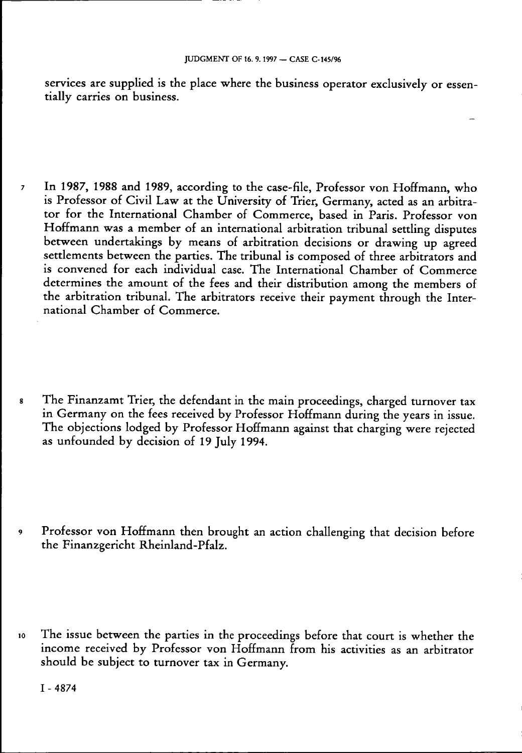services are supplied is the place where the business operator exclusively or essentially carries on business.

7 In 1987, 1988 and 1989, according to the case-file, Professor von Hoffmann, who is Professor of Civil Law at the University of Trier, Germany, acted as an arbitrator for the International Chamber of Commerce, based in Paris. Professor von Hoffmann was a member of an international arbitration tribunal settling disputes between undertakings by means of arbitration decisions or drawing up agreed settlements between the parties. The tribunal is composed of three arbitrators and is convened for each individual case. The International Chamber of Commerce determines the amount of the fees and their distribution among the members of the arbitration tribunal. The arbitrators receive their payment through the International Chamber of Commerce.

8 The Finanzamt Trier, the defendant in the main proceedings, charged turnover tax in Germany on the fees received by Professor Hoffmann during the years in issue. The objections lodged by Professor Hoffmann against that charging were rejected as unfounded by decision of 19 July 1994.

9 Professor von Hoffmann then brought an action challenging that decision before the Finanzgericht Rheinland-Pfalz.

10 The issue between the parties in the proceedings before that court is whether the income received by Professor von Hoffmann from his activities as an arbitrator should be subject to turnover tax in Germany.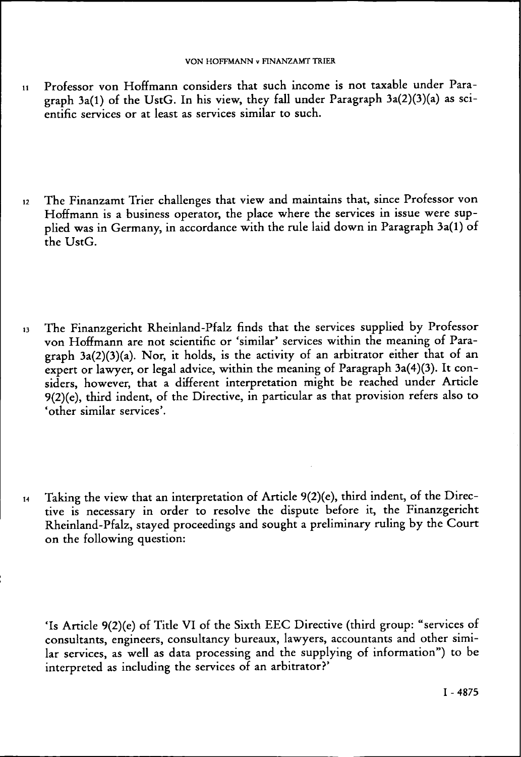11 Professor von Hoffmann considers that such income is not taxable under Paragraph 3a(1) of the UstG. In his view, they fall under Paragraph 3a(2)(3)(a) as scientific services or at least as services similar to such.

12 The Finanzamt Trier challenges that view and maintains that, since Professor von Hoffmann is a business operator, the place where the services in issue were supplied was in Germany, in accordance with the rule laid down in Paragraph 3a(1) of the UstG.

13 The Finanzgericht Rheinland-Pfalz finds that the services supplied by Professor von Hoffmann are not scientific or 'similar' services within the meaning of Paragraph 3a(2)(3)(a). Nor, it holds, is the activity of an arbitrator either that of an expert or lawyer, or legal advice, within the meaning of Paragraph 3a(4)(3). It considers, however, that a different interpretation might be reached under Article 9(2)(e), third indent, of the Directive, in particular as that provision refers also to 'other similar services'.

14 Taking the view that an interpretation of Article 9(2)(e), third indent, of the Directive is necessary in order to resolve the dispute before it, the Finanzgericht Rheinland-Pfalz, stayed proceedings and sought a preliminary ruling by the Court on the following question:

'Is Article 9(2)(e) of Title VI of the Sixth EEC Directive (third group: "services of consultants, engineers, consultancy bureaux, lawyers, accountants and other similar services, as well as data processing and the supplying of information") to be interpreted as including the services of an arbitrator?'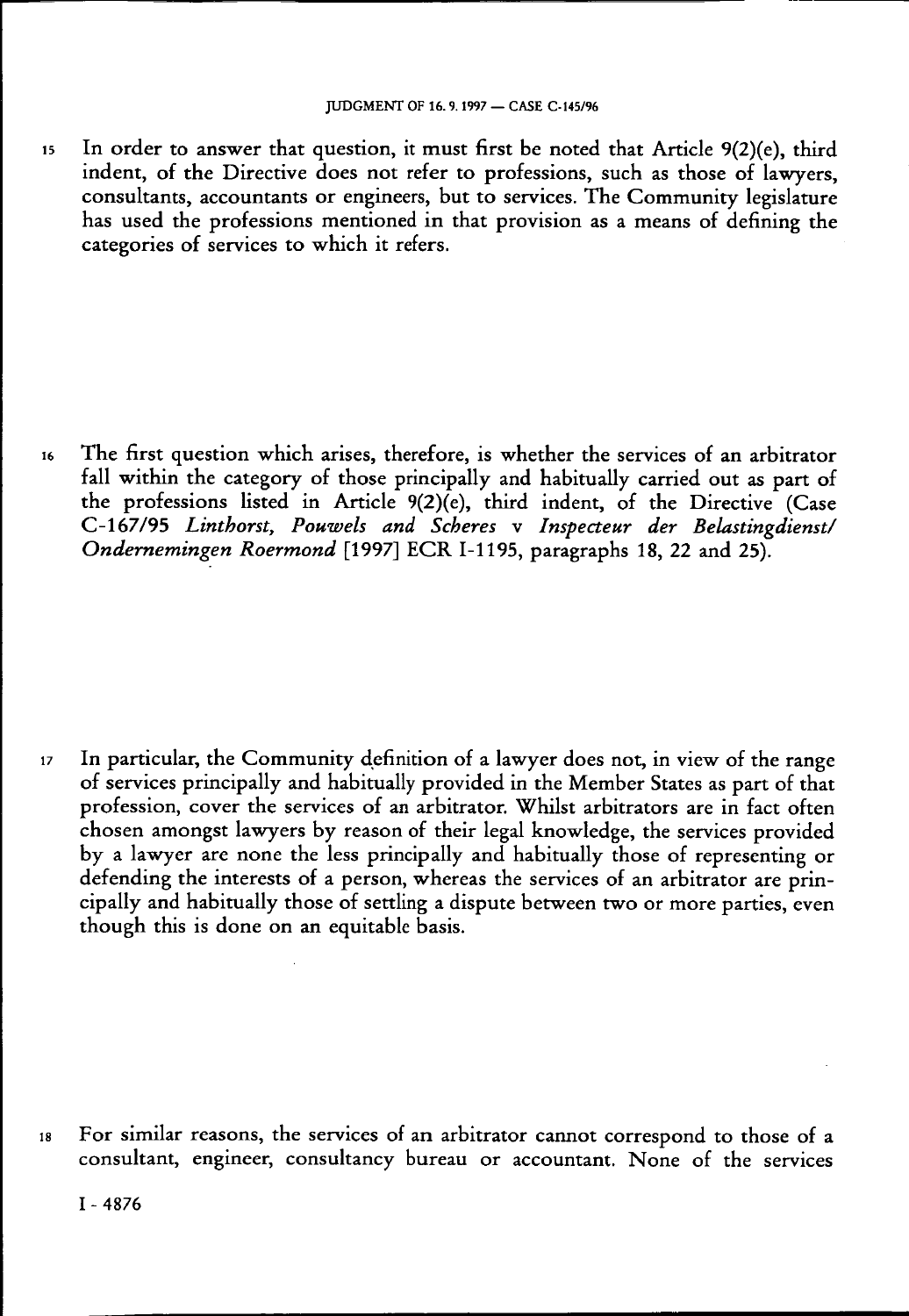15 In order to answer that question, it must first be noted that Article 9(2)(e), third indent, of the Directive does not refer to professions, such as those of lawyers, consultants, accountants or engineers, but to services. The Community legislature has used the professions mentioned in that provision as a means of defining the categories of services to which it refers.

16 The first question which arises, therefore, is whether the services of an arbitrator fall within the category of those principally and habitually carried out as part of the professions listed in Article 9(2)(e), third indent, of the Directive (Case C-167/95 *Linthorst, Pouwels and Scheres* v *Inspecteur der Belastingdienst/Ondernemingen Roermond* [1997] ECR I-1195, paragraphs 18, 22 and 25).

17 In particular, the Community definition of a lawyer does not, in view of the range of services principally and habitually provided in the Member States as part of that profession, cover the services of an arbitrator. Whilst arbitrators are in fact often chosen amongst lawyers by reason of their legal knowledge, the services provided by a lawyer are none the less principally and habitually those of representing or defending the interests of a person, whereas the services of an arbitrator are principally and habitually those of settling a dispute between two or more parties, even though this is done on an equitable basis.

18 For similar reasons, the services of an arbitrator cannot correspond to those of a consultant, engineer, consultancy bureau or accountant. None of the services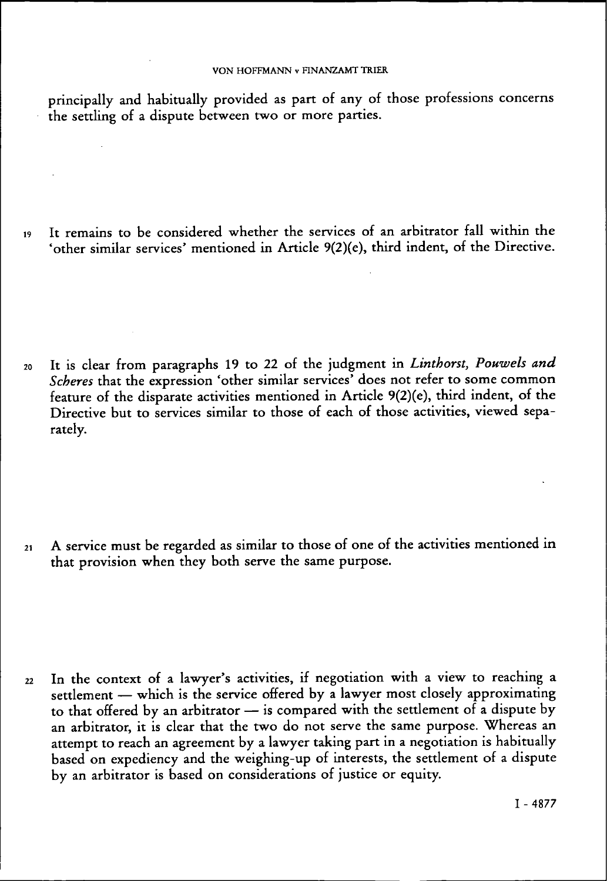principally and habitually provided as part of any of those professions concerns the settling of a dispute between two or more parties.

19 It remains to be considered whether the services of an arbitrator fall within the 'other similar services' mentioned in Article 9(2)(e), third indent, of the Directive.

20 It is clear from paragraphs 19 to 22 of the judgment in *Linthorst, Pouwels and Scheres* that the expression 'other similar services' does not refer to some common feature of the disparate activities mentioned in Article 9(2)(e), third indent, of the Directive but to services similar to those of each of those activities, viewed separately.

21 A service must be regarded as similar to those of one of the activities mentioned in that provision when they both serve the same purpose.

22 In the context of a lawyer's activities, if negotiation with a view to reaching a settlement — which is the service offered by a lawyer most closely approximating to that offered by an arbitrator — is compared with the settlement of a dispute by an arbitrator, it is clear that the two do not serve the same purpose. Whereas an attempt to reach an agreement by a lawyer taking part in a negotiation is habitually based on expediency and the weighing-up of interests, the settlement of a dispute by an arbitrator is based on considerations of justice or equity.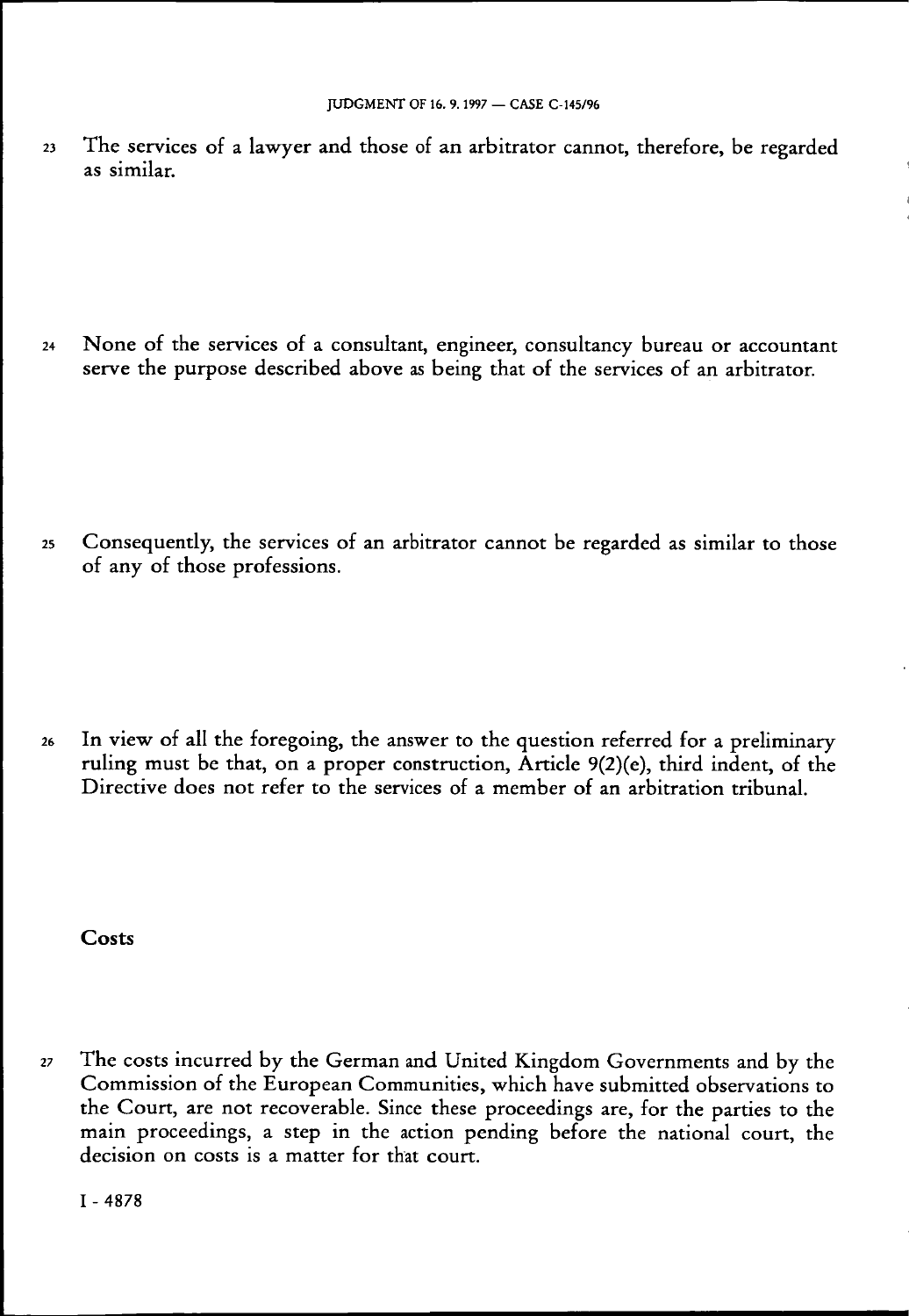23 The services of a lawyer and those of an arbitrator cannot, therefore, be regarded as similar.

24 None of the services of a consultant, engineer, consultancy bureau or accountant serve the purpose described above as being that of the services of an arbitrator.

25 Consequently, the services of an arbitrator cannot be regarded as similar to those of any of those professions.

26 In view of all the foregoing, the answer to the question referred for a preliminary ruling must be that, on a proper construction, Article 9(2)(e), third indent, of the Directive does not refer to the services of a member of an arbitration tribunal.

## Costs

27 The costs incurred by the German and United Kingdom Governments and by the Commission of the European Communities, which have submitted observations to the Court, are not recoverable. Since these proceedings are, for the parties to the main proceedings, a step in the action pending before the national court, the decision on costs is a matter for that court.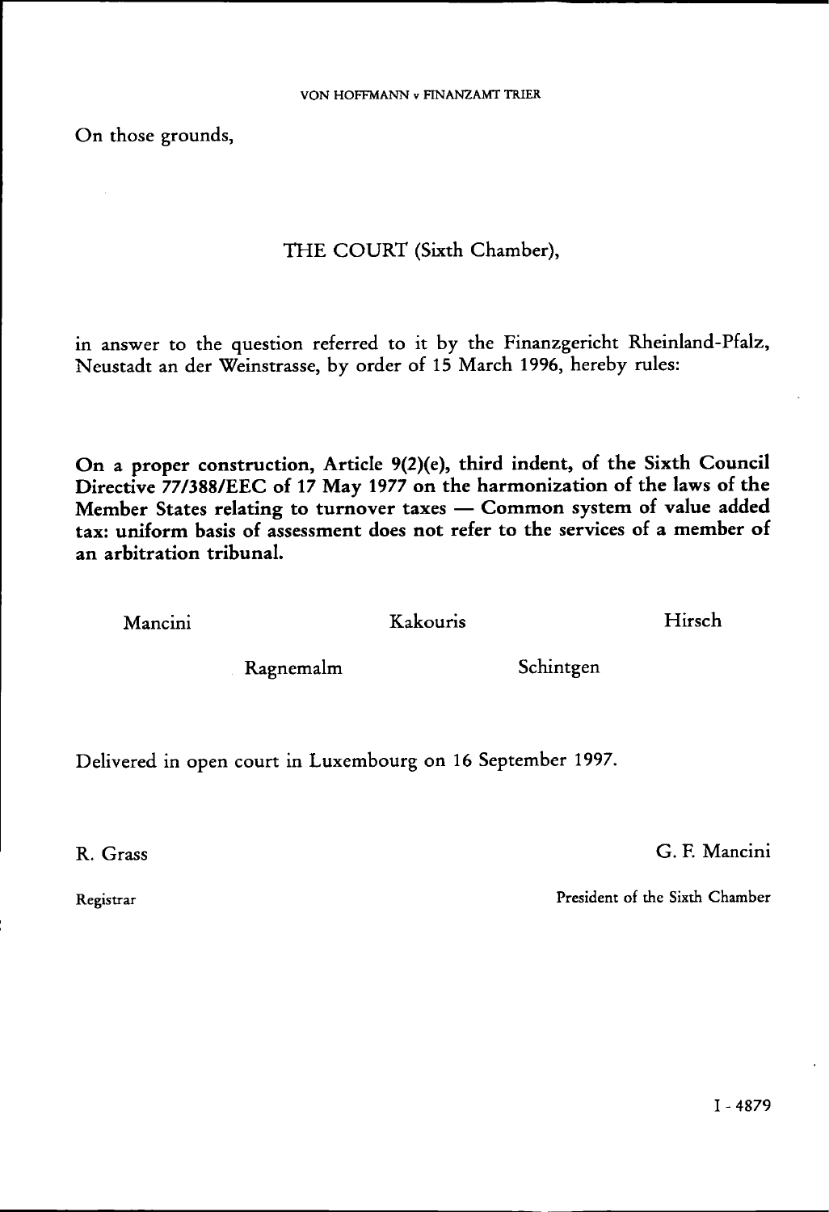On those grounds,

THE COURT (Sixth Chamber),

in answer to the question referred to it by the Finanzgericht Rheinland-Pfalz, Neustadt an der Weinstrasse, by order of 15 March 1996, hereby rules:

**On a proper construction, Article 9(2)(e), third indent, of the Sixth Council Directive 77/388/EEC of 17 May 1977 on the harmonization of the laws of the Member States relating to turnover taxes — Common system of value added tax: uniform basis of assessment does not refer to the services of a member of an arbitration tribunal.**

Mancini Kakouris Hirsch

Ragnemalm Schintgen

Delivered in open court in Luxembourg on 16 September 1997.

R. Grass

Registrar

G. F. Mancini

President of the Sixth Chamber